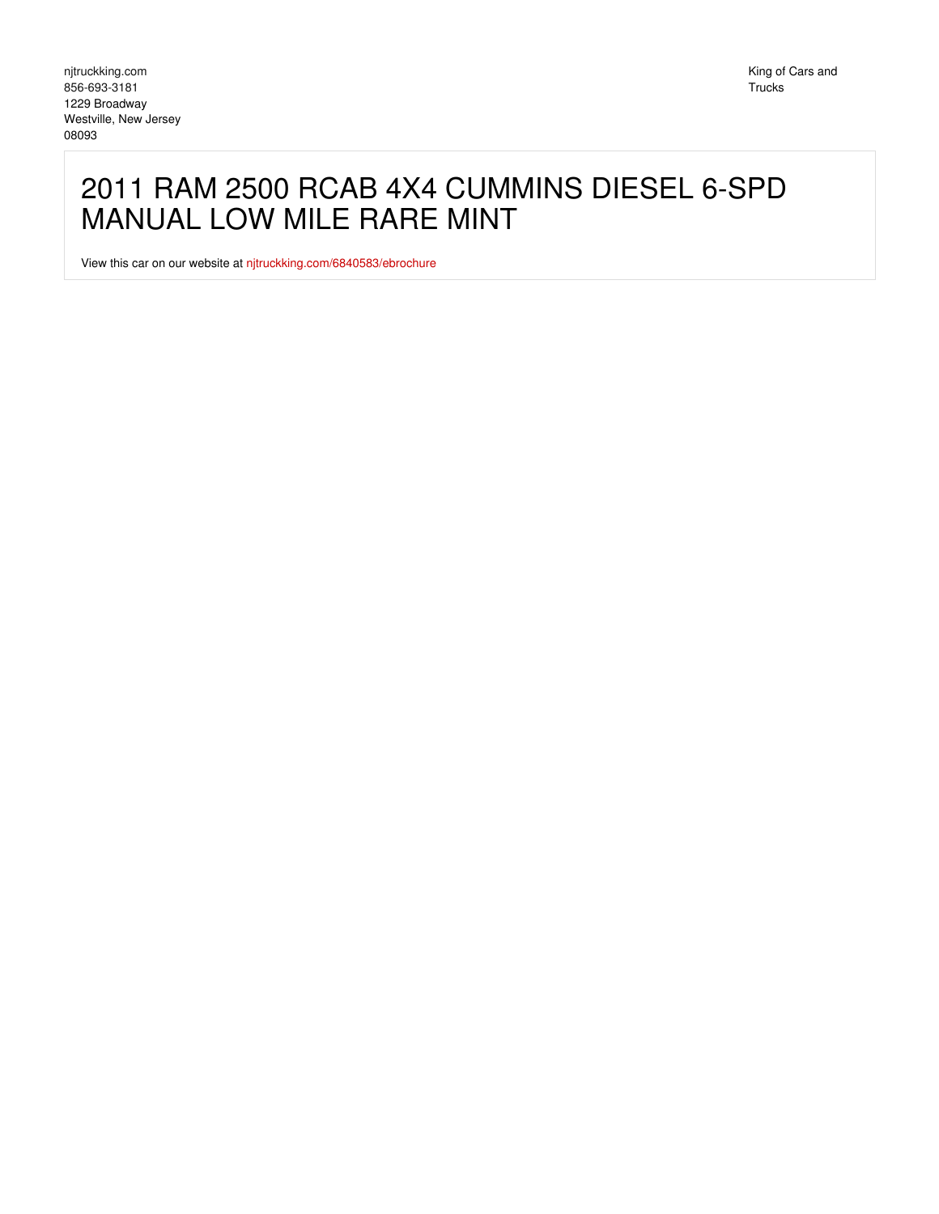njtruckking.com
856-693-3181
1229 Broadway
Westville, New Jersey
08093

King of Cars and Trucks

# 2011 RAM 2500 RCAB 4X4 CUMMINS DIESEL 6-SPD MANUAL LOW MILE RARE MINT

View this car on our website at njtruckking.com/6840583/ebrochure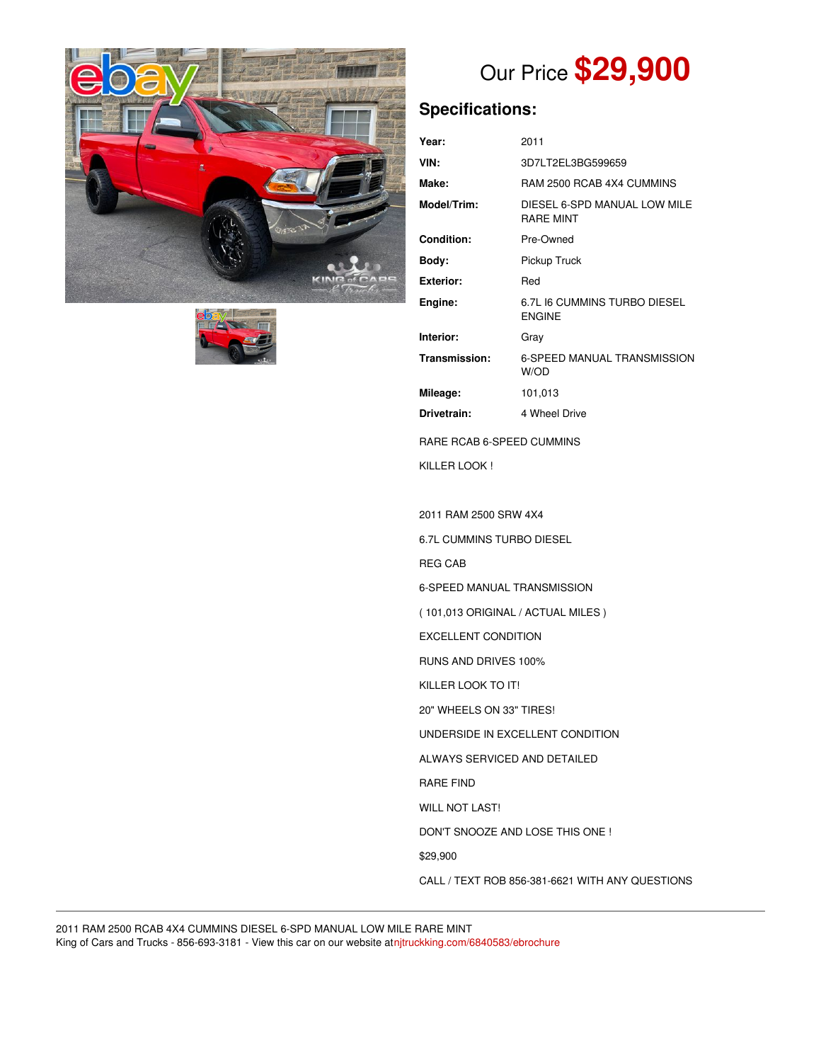# Our Price **$29,900**

## Specifications:

| | |
|---|---|
| **Year:** | 2011 |
| **VIN:** | 3D7LT2EL3BG599659 |
| **Make:** | RAM 2500 RCAB 4X4 CUMMINS |
| **Model/Trim:** | DIESEL 6-SPD MANUAL LOW MILE RARE MINT |
| **Condition:** | Pre-Owned |
| **Body:** | Pickup Truck |
| **Exterior:** | Red |
| **Engine:** | 6.7L I6 CUMMINS TURBO DIESEL ENGINE |
| **Interior:** | Gray |
| **Transmission:** | 6-SPEED MANUAL TRANSMISSION W/OD |
| **Mileage:** | 101,013 |
| **Drivetrain:** | 4 Wheel Drive |

RARE RCAB 6-SPEED CUMMINS

KILLER LOOK !

2011 RAM 2500 SRW 4X4

6.7L CUMMINS TURBO DIESEL

REG CAB

6-SPEED MANUAL TRANSMISSION

( 101,013 ORIGINAL / ACTUAL MILES )

EXCELLENT CONDITION

RUNS AND DRIVES 100%

KILLER LOOK TO IT!

20" WHEELS ON 33" TIRES!

UNDERSIDE IN EXCELLENT CONDITION

ALWAYS SERVICED AND DETAILED

RARE FIND

WILL NOT LAST!

DON'T SNOOZE AND LOSE THIS ONE !

$29,900

CALL / TEXT ROB 856-381-6621 WITH ANY QUESTIONS

---

2011 RAM 2500 RCAB 4X4 CUMMINS DIESEL 6-SPD MANUAL LOW MILE RARE MINT
King of Cars and Trucks - 856-693-3181 - View this car on our website at njtruckking.com/6840583/ebrochure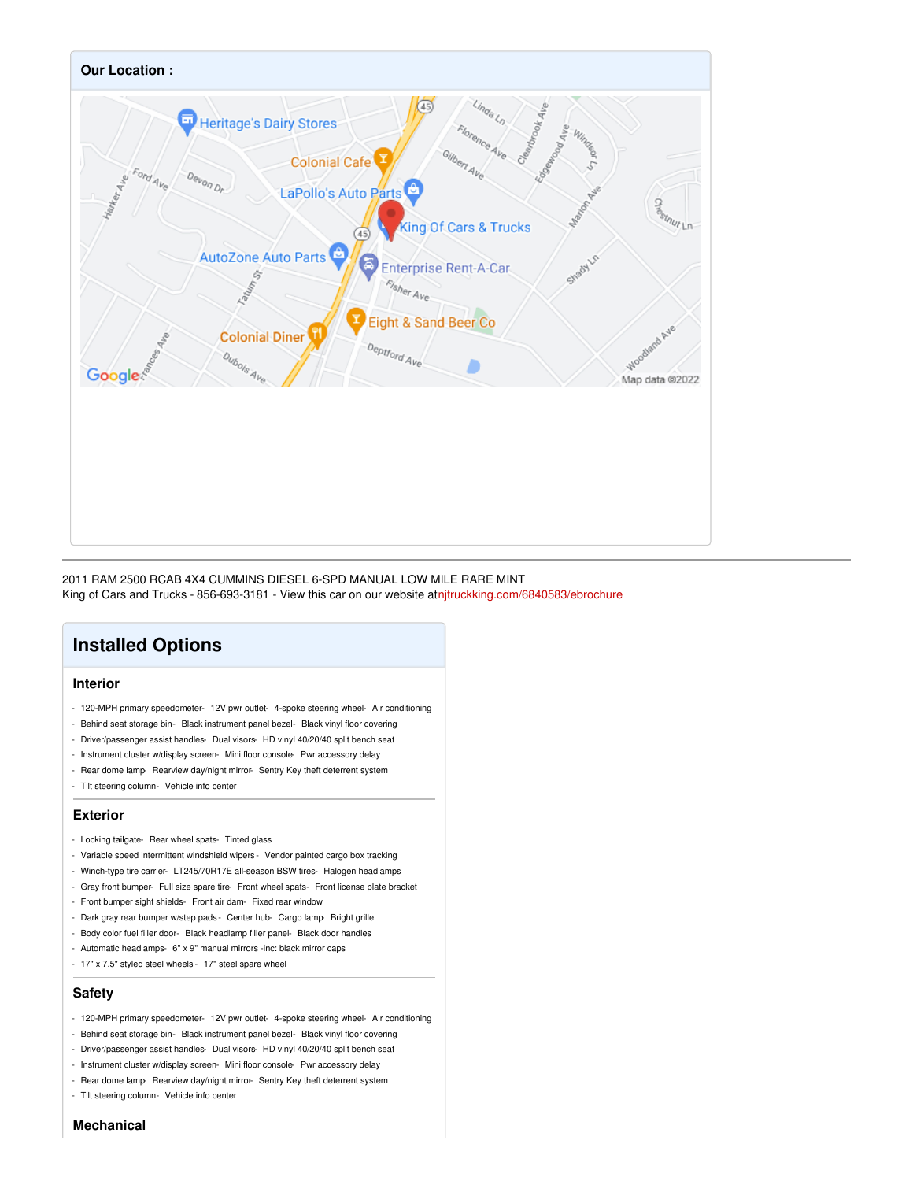## Our Location :

2011 RAM 2500 RCAB 4X4 CUMMINS DIESEL 6-SPD MANUAL LOW MILE RARE MINT
King of Cars and Trucks - 856-693-3181 - View this car on our website at njtruckking.com/6840583/ebrochure

# Installed Options

## Interior

- 120-MPH primary speedometer- 12V pwr outlet- 4-spoke steering wheel- Air conditioning
- Behind seat storage bin- Black instrument panel bezel- Black vinyl floor covering
- Driver/passenger assist handles- Dual visors- HD vinyl 40/20/40 split bench seat
- Instrument cluster w/display screen- Mini floor console- Pwr accessory delay
- Rear dome lamp- Rearview day/night mirror- Sentry Key theft deterrent system
- Tilt steering column- Vehicle info center

## Exterior

- Locking tailgate- Rear wheel spats- Tinted glass
- Variable speed intermittent windshield wipers - Vendor painted cargo box tracking
- Winch-type tire carrier- LT245/70R17E all-season BSW tires- Halogen headlamps
- Gray front bumper- Full size spare tire- Front wheel spats- Front license plate bracket
- Front bumper sight shields- Front air dam- Fixed rear window
- Dark gray rear bumper w/step pads - Center hub- Cargo lamp- Bright grille
- Body color fuel filler door- Black headlamp filler panel- Black door handles
- Automatic headlamps- 6" x 9" manual mirrors -inc: black mirror caps
- 17" x 7.5" styled steel wheels - 17" steel spare wheel

## Safety

- 120-MPH primary speedometer- 12V pwr outlet- 4-spoke steering wheel- Air conditioning
- Behind seat storage bin- Black instrument panel bezel- Black vinyl floor covering
- Driver/passenger assist handles- Dual visors- HD vinyl 40/20/40 split bench seat
- Instrument cluster w/display screen- Mini floor console- Pwr accessory delay
- Rear dome lamp- Rearview day/night mirror- Sentry Key theft deterrent system
- Tilt steering column- Vehicle info center

## Mechanical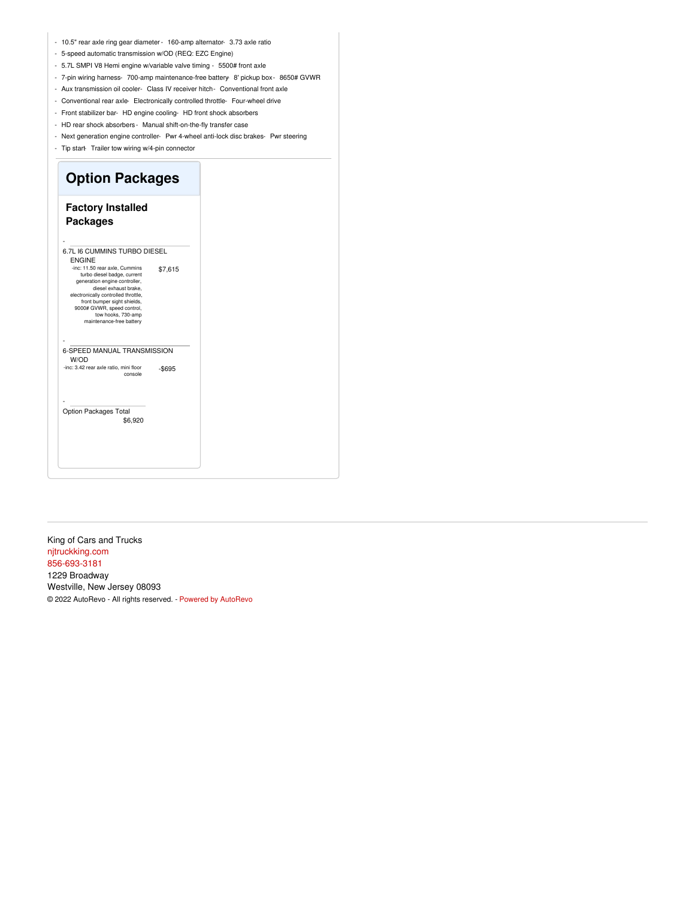- 10.5" rear axle ring gear diameter - 160-amp alternator - 3.73 axle ratio
- 5-speed automatic transmission w/OD (REQ: EZC Engine)
- 5.7L SMPI V8 Hemi engine w/variable valve timing - 5500# front axle
- 7-pin wiring harness - 700-amp maintenance-free battery - 8' pickup box - 8650# GVWR
- Aux transmission oil cooler - Class IV receiver hitch - Conventional front axle
- Conventional rear axle - Electronically controlled throttle - Four-wheel drive
- Front stabilizer bar - HD engine cooling - HD front shock absorbers
- HD rear shock absorbers - Manual shift-on-the-fly transfer case
- Next generation engine controller - Pwr 4-wheel anti-lock disc brakes - Pwr steering
- Tip start - Trailer tow wiring w/4-pin connector

## Option Packages

### Factory Installed Packages

- 6.7L I6 CUMMINS TURBO DIESEL ENGINE — $7,615
  -inc: 11.50 rear axle, Cummins turbo diesel badge, current generation engine controller, diesel exhaust brake, electronically controlled throttle, front bumper sight shields, 9000# GVWR, speed control, tow hooks, 730-amp maintenance-free battery

- 6-SPEED MANUAL TRANSMISSION W/OD — -$695
  -inc: 3.42 rear axle ratio, mini floor console

- Option Packages Total — $6,920

King of Cars and Trucks
njtruckking.com
856-693-3181
1229 Broadway
Westville, New Jersey 08093
© 2022 AutoRevo - All rights reserved. - Powered by AutoRevo